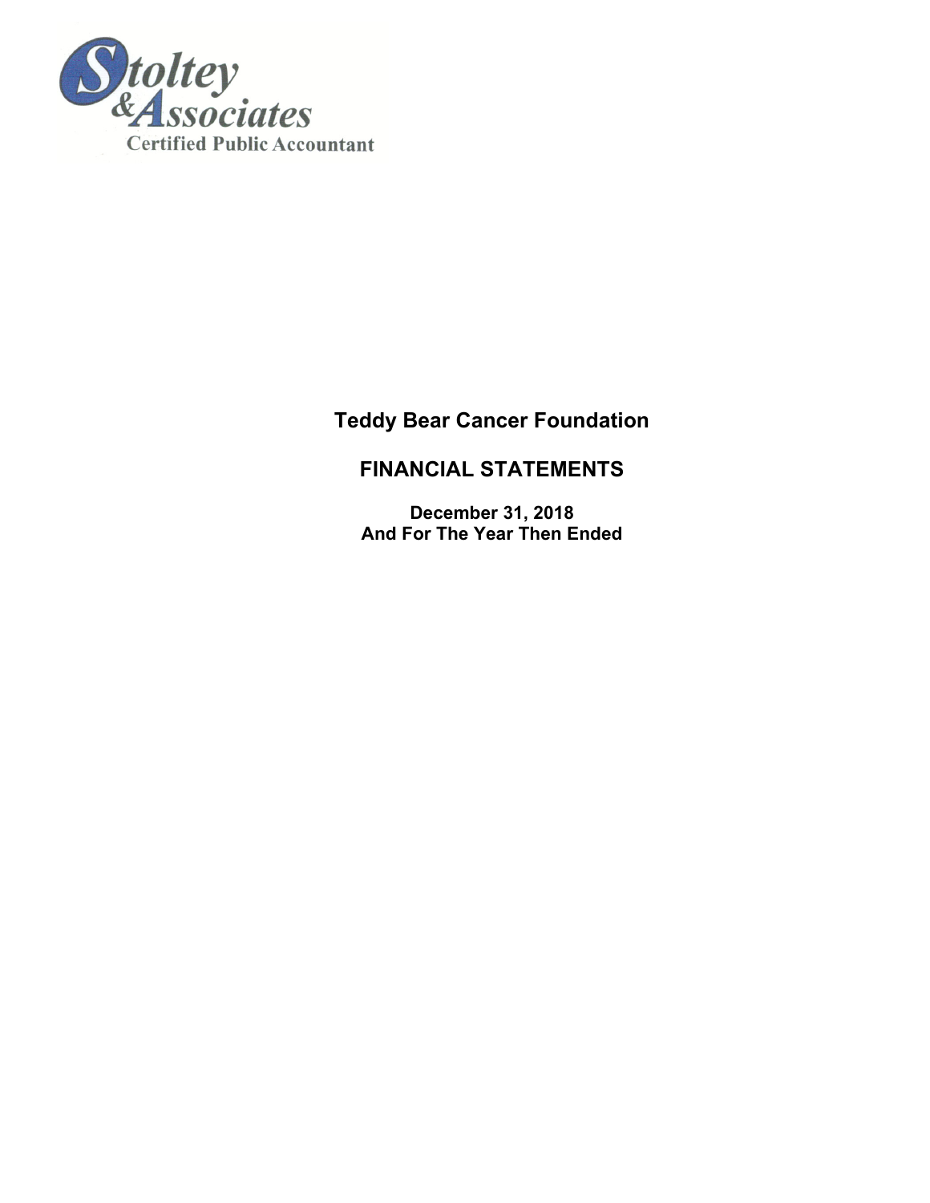Stoltey & Associates

Certified Public Accountant

# Teddy Bear Cancer Foundation

## FINANCIAL STATEMENTS

**December 31, 2018**
**And For The Year Then Ended**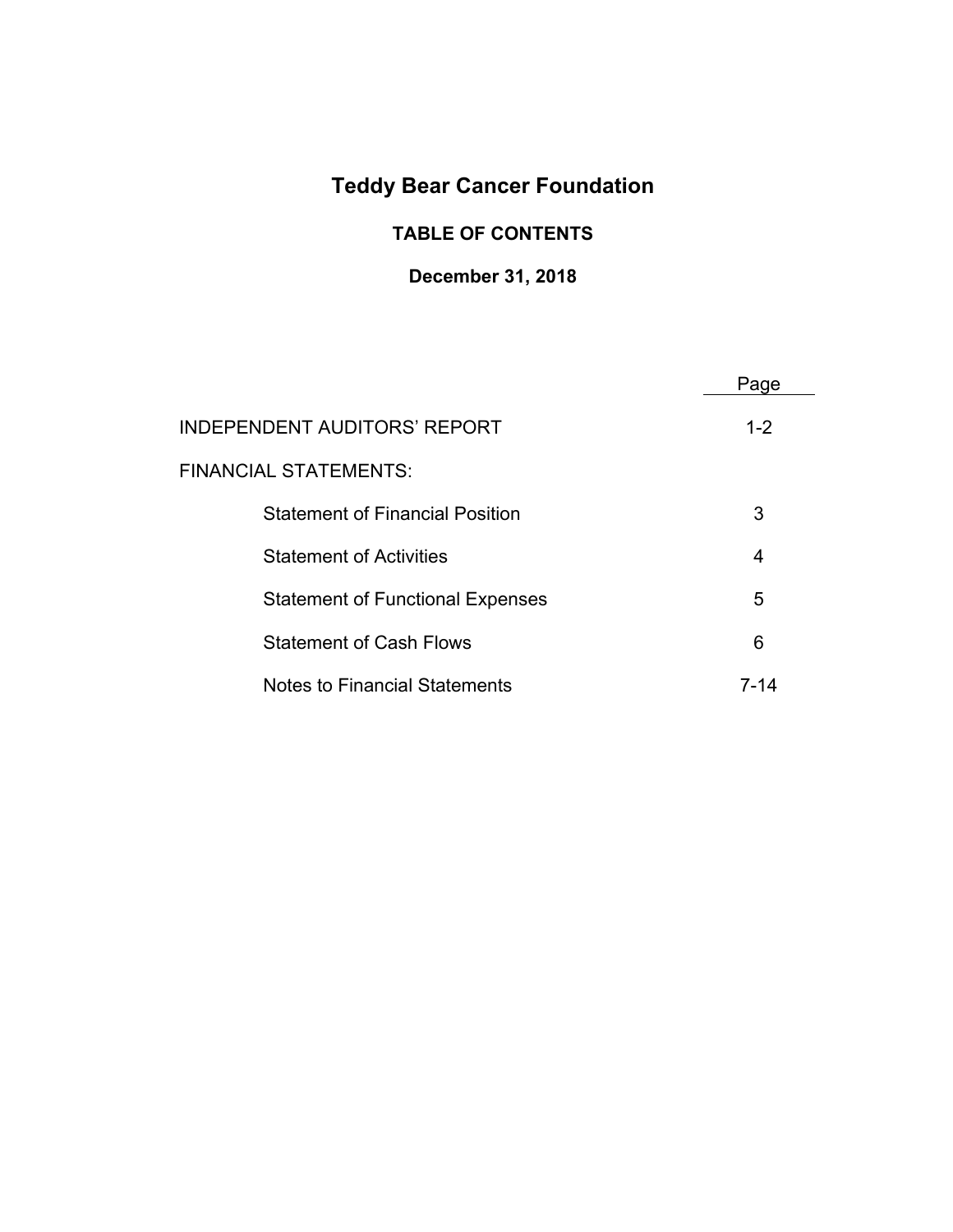# Teddy Bear Cancer Foundation

## TABLE OF CONTENTS

### December 31, 2018

| | Page |
|---|---|
| INDEPENDENT AUDITORS' REPORT | 1-2 |
| FINANCIAL STATEMENTS: | |
| Statement of Financial Position | 3 |
| Statement of Activities | 4 |
| Statement of Functional Expenses | 5 |
| Statement of Cash Flows | 6 |
| Notes to Financial Statements | 7-14 |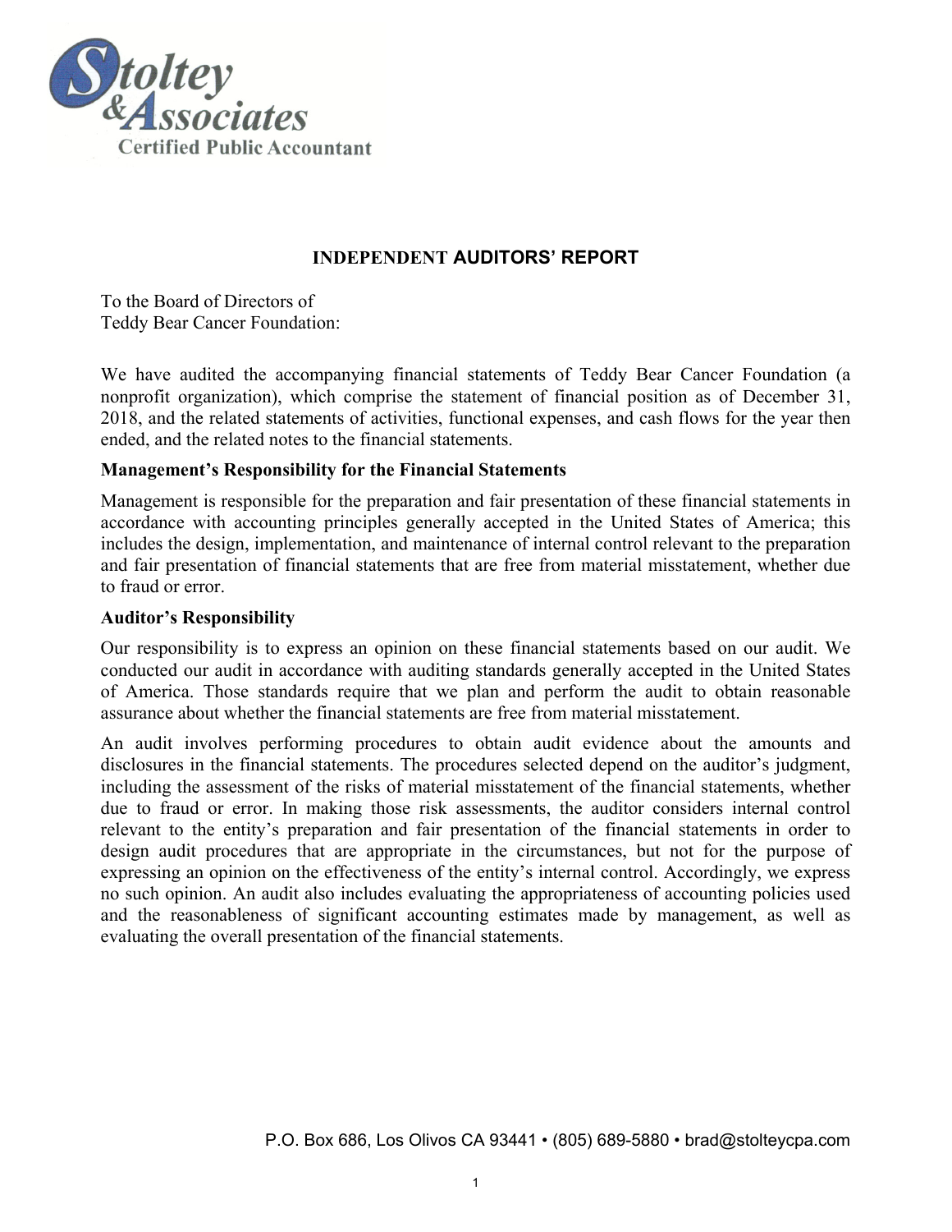Stoltey & Associates
Certified Public Accountant

## INDEPENDENT AUDITORS' REPORT

To the Board of Directors of
Teddy Bear Cancer Foundation:

We have audited the accompanying financial statements of Teddy Bear Cancer Foundation (a nonprofit organization), which comprise the statement of financial position as of December 31, 2018, and the related statements of activities, functional expenses, and cash flows for the year then ended, and the related notes to the financial statements.

### Management's Responsibility for the Financial Statements

Management is responsible for the preparation and fair presentation of these financial statements in accordance with accounting principles generally accepted in the United States of America; this includes the design, implementation, and maintenance of internal control relevant to the preparation and fair presentation of financial statements that are free from material misstatement, whether due to fraud or error.

### Auditor's Responsibility

Our responsibility is to express an opinion on these financial statements based on our audit. We conducted our audit in accordance with auditing standards generally accepted in the United States of America. Those standards require that we plan and perform the audit to obtain reasonable assurance about whether the financial statements are free from material misstatement.

An audit involves performing procedures to obtain audit evidence about the amounts and disclosures in the financial statements. The procedures selected depend on the auditor's judgment, including the assessment of the risks of material misstatement of the financial statements, whether due to fraud or error. In making those risk assessments, the auditor considers internal control relevant to the entity's preparation and fair presentation of the financial statements in order to design audit procedures that are appropriate in the circumstances, but not for the purpose of expressing an opinion on the effectiveness of the entity's internal control. Accordingly, we express no such opinion. An audit also includes evaluating the appropriateness of accounting policies used and the reasonableness of significant accounting estimates made by management, as well as evaluating the overall presentation of the financial statements.

P.O. Box 686, Los Olivos CA 93441 • (805) 689-5880 • brad@stolteycpa.com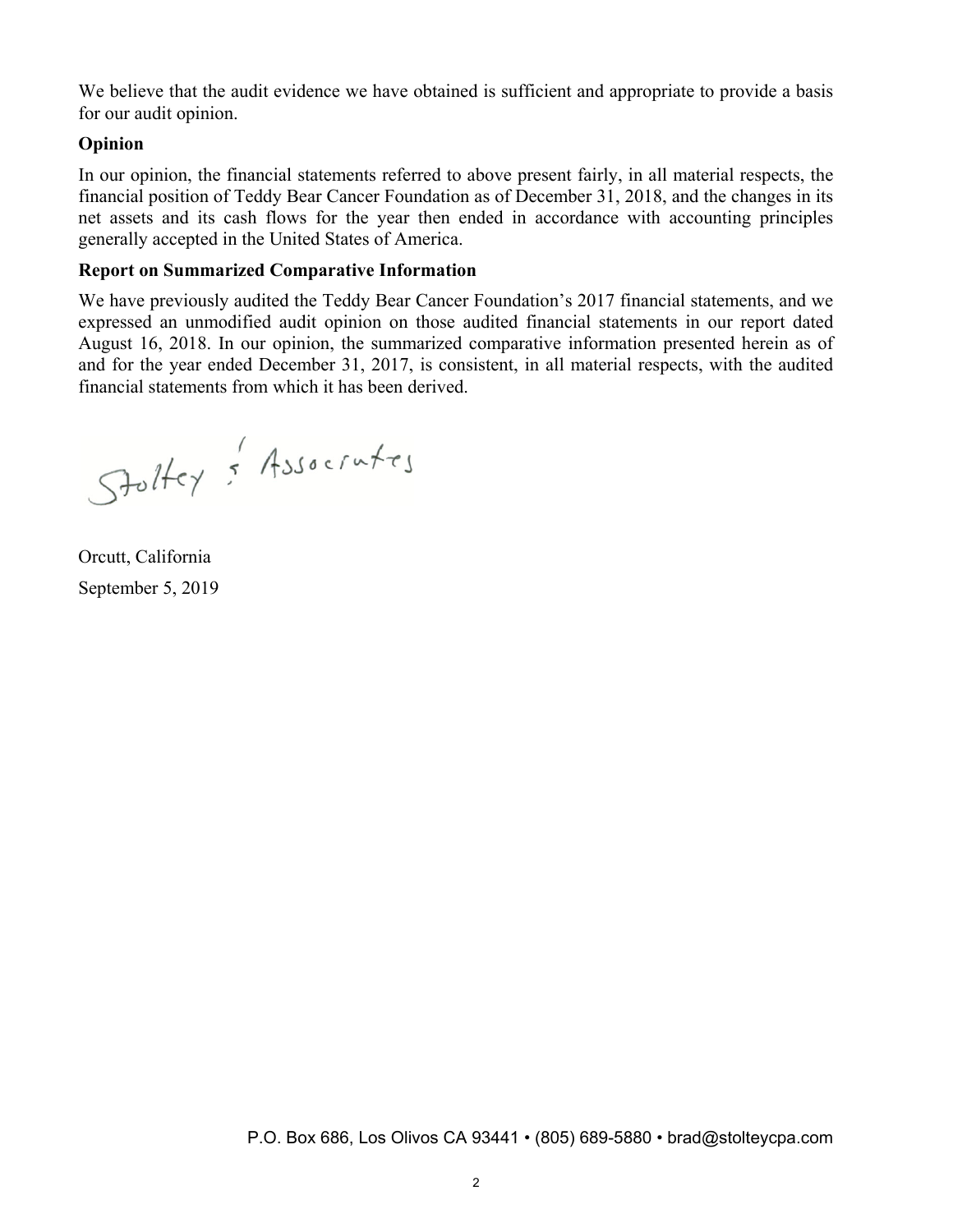We believe that the audit evidence we have obtained is sufficient and appropriate to provide a basis for our audit opinion.

**Opinion**

In our opinion, the financial statements referred to above present fairly, in all material respects, the financial position of Teddy Bear Cancer Foundation as of December 31, 2018, and the changes in its net assets and its cash flows for the year then ended in accordance with accounting principles generally accepted in the United States of America.

**Report on Summarized Comparative Information**

We have previously audited the Teddy Bear Cancer Foundation's 2017 financial statements, and we expressed an unmodified audit opinion on those audited financial statements in our report dated August 16, 2018. In our opinion, the summarized comparative information presented herein as of and for the year ended December 31, 2017, is consistent, in all material respects, with the audited financial statements from which it has been derived.

Stoltey & Associates

Orcutt, California

September 5, 2019

P.O. Box 686, Los Olivos CA 93441 • (805) 689-5880 • brad@stolteycpa.com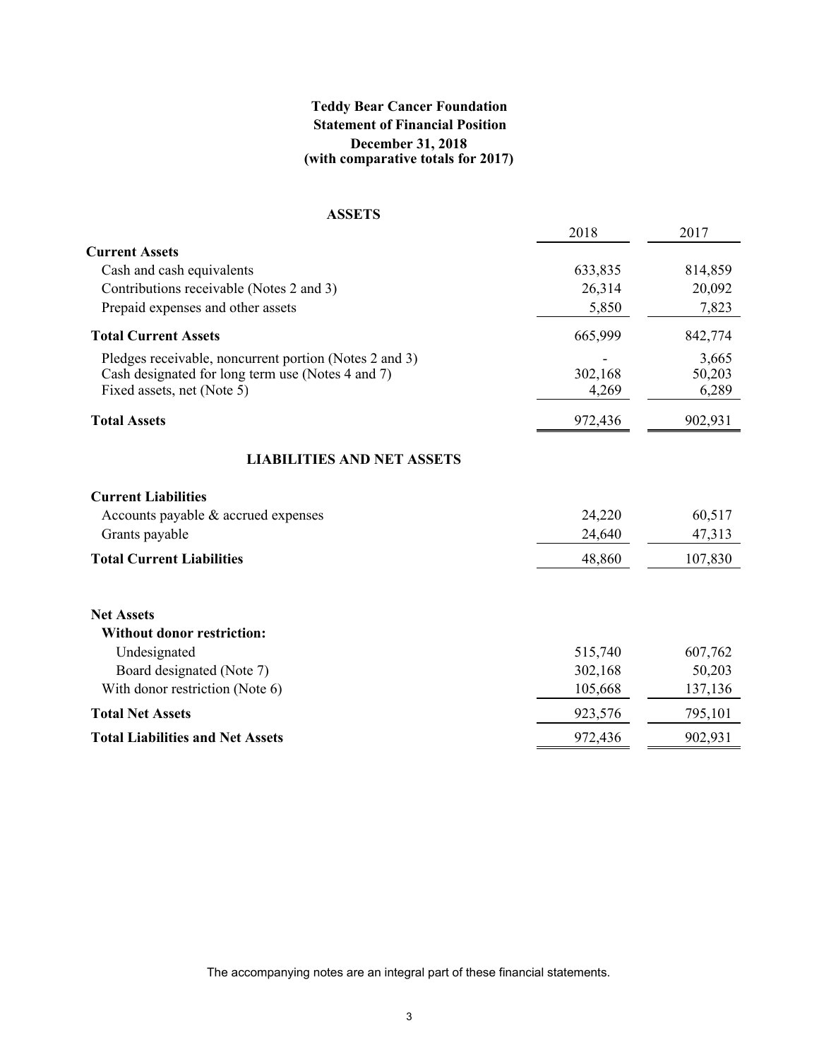**Teddy Bear Cancer Foundation**
**Statement of Financial Position**
**December 31, 2018**
**(with comparative totals for 2017)**

## ASSETS

| | 2018 | 2017 |
|---|---|---|
| **Current Assets** | | |
| Cash and cash equivalents | 633,835 | 814,859 |
| Contributions receivable (Notes 2 and 3) | 26,314 | 20,092 |
| Prepaid expenses and other assets | 5,850 | 7,823 |
| **Total Current Assets** | 665,999 | 842,774 |
| Pledges receivable, noncurrent portion (Notes 2 and 3) | - | 3,665 |
| Cash designated for long term use (Notes 4 and 7) | 302,168 | 50,203 |
| Fixed assets, net (Note 5) | 4,269 | 6,289 |
| **Total Assets** | 972,436 | 902,931 |

## LIABILITIES AND NET ASSETS

| | 2018 | 2017 |
|---|---|---|
| **Current Liabilities** | | |
| Accounts payable & accrued expenses | 24,220 | 60,517 |
| Grants payable | 24,640 | 47,313 |
| **Total Current Liabilities** | 48,860 | 107,830 |
| **Net Assets** | | |
| **Without donor restriction:** | | |
| Undesignated | 515,740 | 607,762 |
| Board designated (Note 7) | 302,168 | 50,203 |
| With donor restriction (Note 6) | 105,668 | 137,136 |
| **Total Net Assets** | 923,576 | 795,101 |
| **Total Liabilities and Net Assets** | 972,436 | 902,931 |

The accompanying notes are an integral part of these financial statements.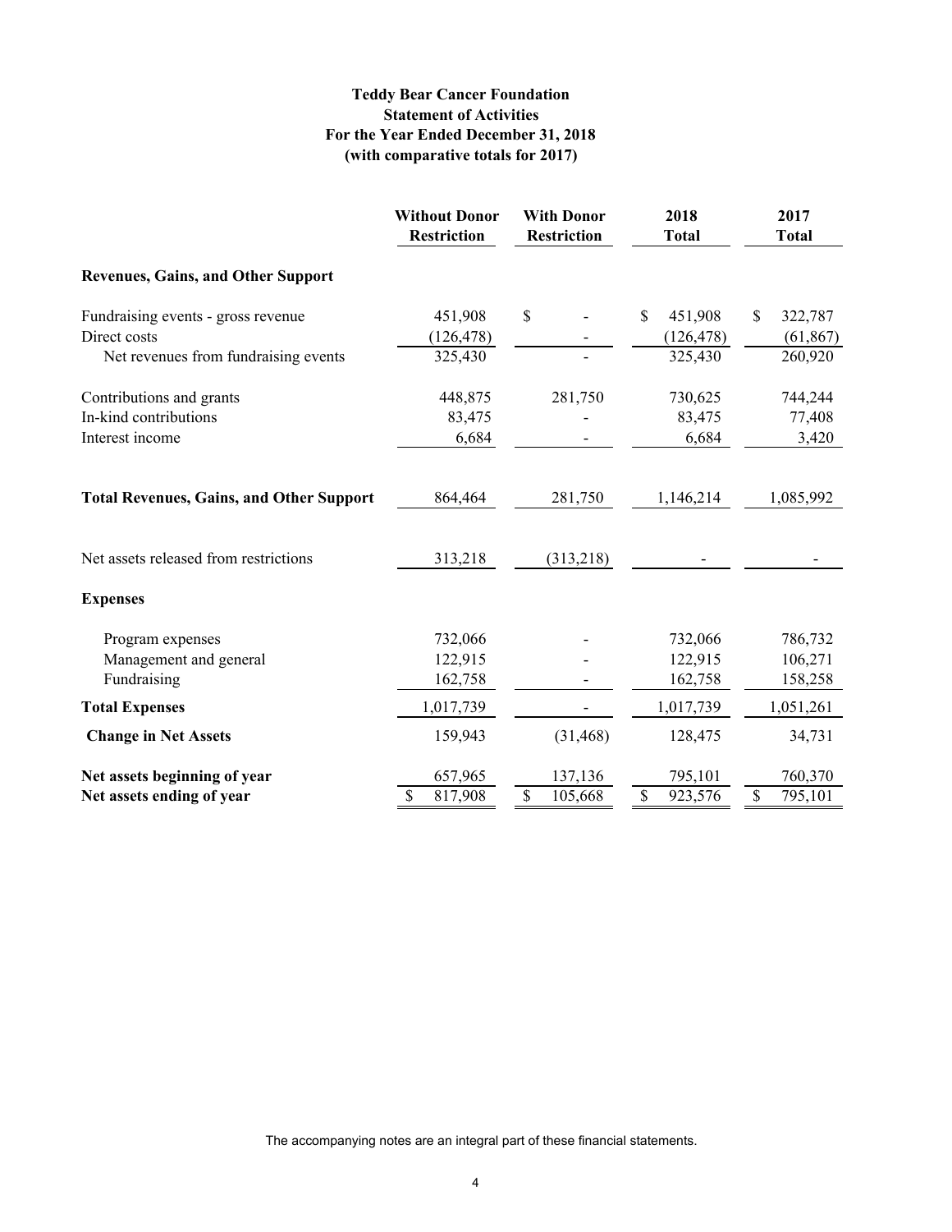# Teddy Bear Cancer Foundation
## Statement of Activities
## For the Year Ended December 31, 2018
## (with comparative totals for 2017)

| | Without Donor Restriction | With Donor Restriction | 2018 Total | 2017 Total |
|---|---|---|---|---|
| **Revenues, Gains, and Other Support** | | | | |
| Fundraising events - gross revenue | 451,908 | $ - | $ 451,908 | $ 322,787 |
| Direct costs | (126,478) | - | (126,478) | (61,867) |
| Net revenues from fundraising events | 325,430 | - | 325,430 | 260,920 |
| Contributions and grants | 448,875 | 281,750 | 730,625 | 744,244 |
| In-kind contributions | 83,475 | - | 83,475 | 77,408 |
| Interest income | 6,684 | - | 6,684 | 3,420 |
| **Total Revenues, Gains, and Other Support** | 864,464 | 281,750 | 1,146,214 | 1,085,992 |
| Net assets released from restrictions | 313,218 | (313,218) | - | - |
| **Expenses** | | | | |
| Program expenses | 732,066 | - | 732,066 | 786,732 |
| Management and general | 122,915 | - | 122,915 | 106,271 |
| Fundraising | 162,758 | - | 162,758 | 158,258 |
| **Total Expenses** | 1,017,739 | - | 1,017,739 | 1,051,261 |
| **Change in Net Assets** | 159,943 | (31,468) | 128,475 | 34,731 |
| **Net assets beginning of year** | 657,965 | 137,136 | 795,101 | 760,370 |
| **Net assets ending of year** | $ 817,908 | $ 105,668 | $ 923,576 | $ 795,101 |

The accompanying notes are an integral part of these financial statements.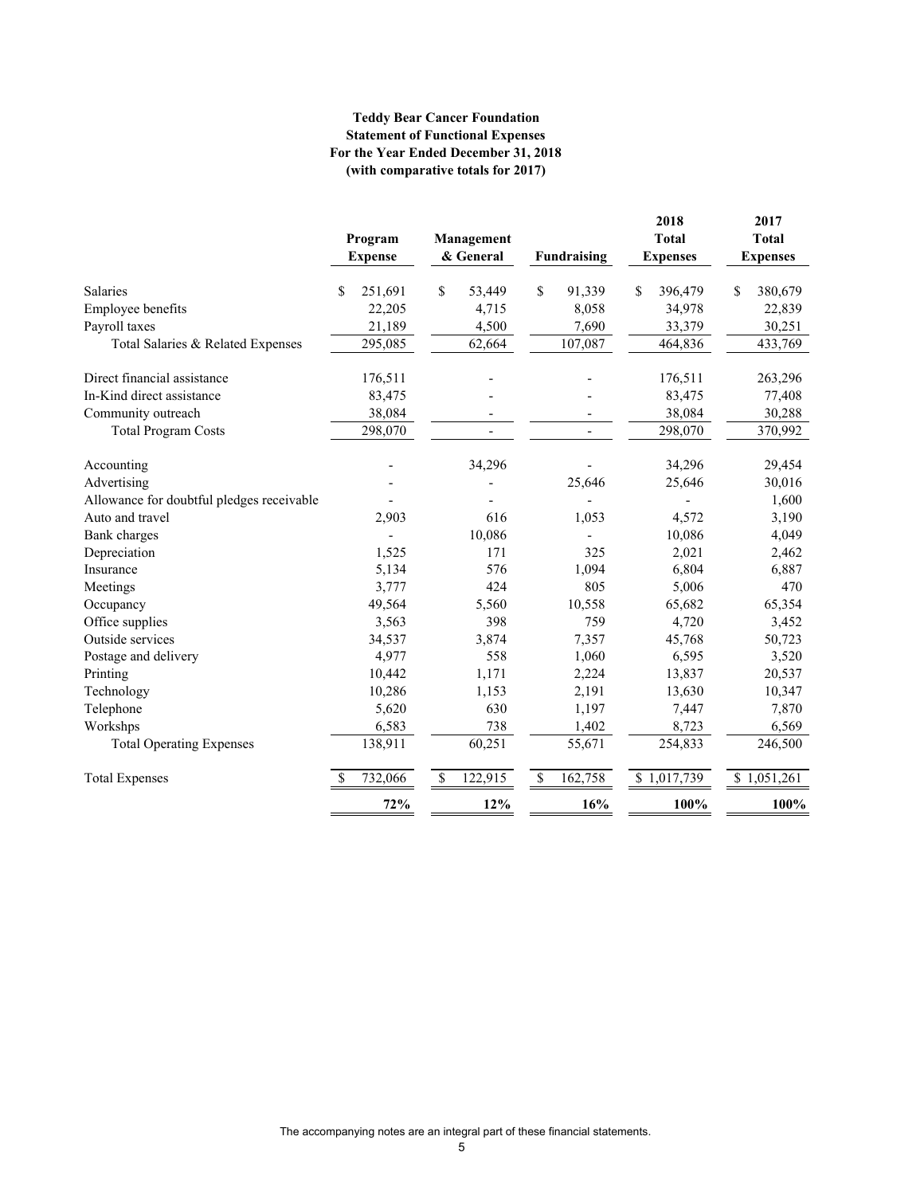**Teddy Bear Cancer Foundation**
**Statement of Functional Expenses**
**For the Year Ended December 31, 2018**
**(with comparative totals for 2017)**

| | Program Expense | Management & General | Fundraising | 2018 Total Expenses | 2017 Total Expenses |
|---|---|---|---|---|---|
| Salaries | $ 251,691 | $ 53,449 | $ 91,339 | $ 396,479 | $ 380,679 |
| Employee benefits | 22,205 | 4,715 | 8,058 | 34,978 | 22,839 |
| Payroll taxes | 21,189 | 4,500 | 7,690 | 33,379 | 30,251 |
| Total Salaries & Related Expenses | 295,085 | 62,664 | 107,087 | 464,836 | 433,769 |
| | | | | | |
| Direct financial assistance | 176,511 | - | - | 176,511 | 263,296 |
| In-Kind direct assistance | 83,475 | - | - | 83,475 | 77,408 |
| Community outreach | 38,084 | - | - | 38,084 | 30,288 |
| Total Program Costs | 298,070 | - | - | 298,070 | 370,992 |
| | | | | | |
| Accounting | - | 34,296 | - | 34,296 | 29,454 |
| Advertising | - | - | 25,646 | 25,646 | 30,016 |
| Allowance for doubtful pledges receivable | - | - | - | - | 1,600 |
| Auto and travel | 2,903 | 616 | 1,053 | 4,572 | 3,190 |
| Bank charges | - | 10,086 | - | 10,086 | 4,049 |
| Depreciation | 1,525 | 171 | 325 | 2,021 | 2,462 |
| Insurance | 5,134 | 576 | 1,094 | 6,804 | 6,887 |
| Meetings | 3,777 | 424 | 805 | 5,006 | 470 |
| Occupancy | 49,564 | 5,560 | 10,558 | 65,682 | 65,354 |
| Office supplies | 3,563 | 398 | 759 | 4,720 | 3,452 |
| Outside services | 34,537 | 3,874 | 7,357 | 45,768 | 50,723 |
| Postage and delivery | 4,977 | 558 | 1,060 | 6,595 | 3,520 |
| Printing | 10,442 | 1,171 | 2,224 | 13,837 | 20,537 |
| Technology | 10,286 | 1,153 | 2,191 | 13,630 | 10,347 |
| Telephone | 5,620 | 630 | 1,197 | 7,447 | 7,870 |
| Workshps | 6,583 | 738 | 1,402 | 8,723 | 6,569 |
| Total Operating Expenses | 138,911 | 60,251 | 55,671 | 254,833 | 246,500 |
| | | | | | |
| Total Expenses | $ 732,066 | $ 122,915 | $ 162,758 | $ 1,017,739 | $ 1,051,261 |
| | **72%** | **12%** | **16%** | **100%** | **100%** |

The accompanying notes are an integral part of these financial statements.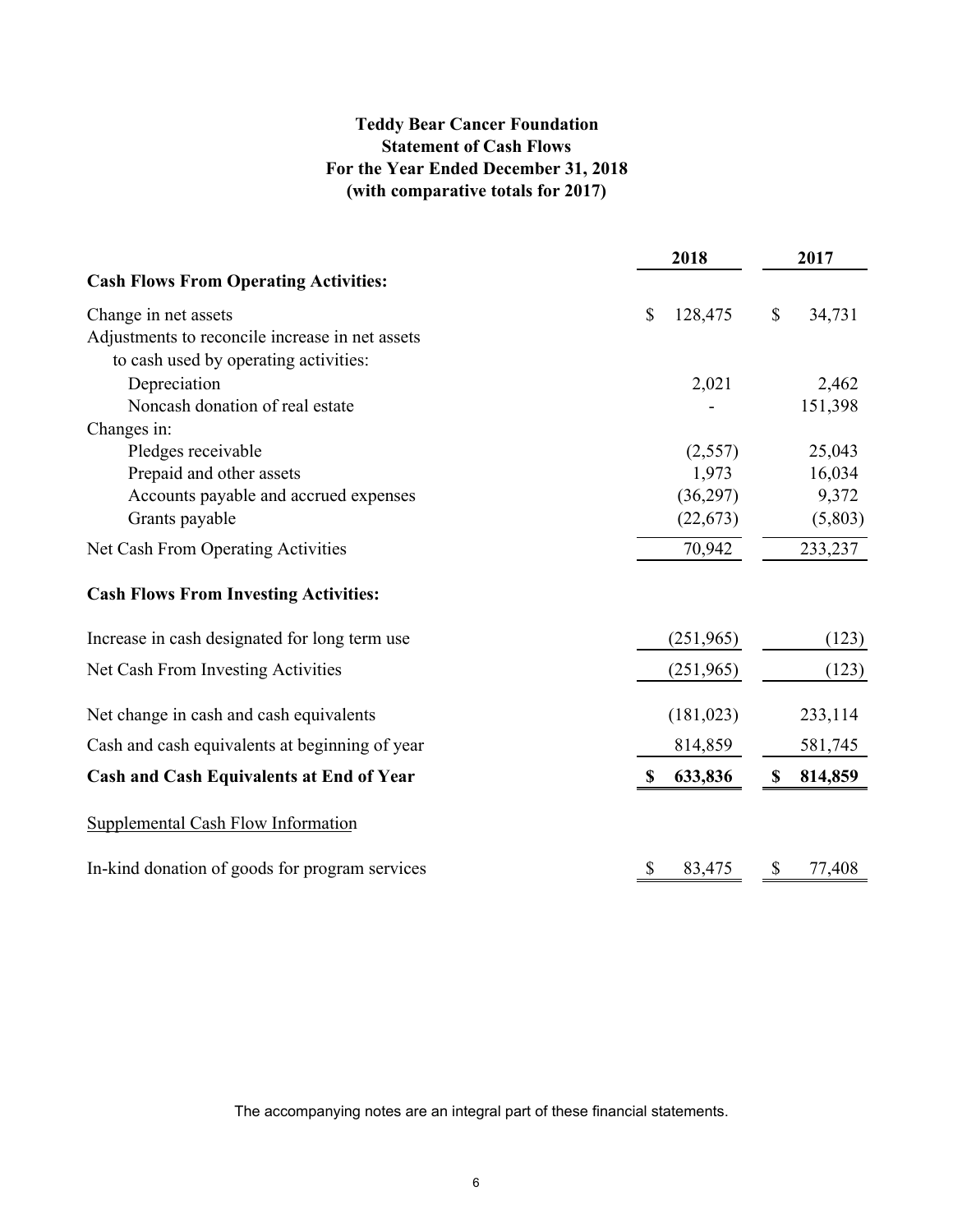# Teddy Bear Cancer Foundation
## Statement of Cash Flows
### For the Year Ended December 31, 2018
### (with comparative totals for 2017)

| | 2018 | 2017 |
|---|---|---|
| **Cash Flows From Operating Activities:** | | |
| Change in net assets | $ 128,475 | $ 34,731 |
| Adjustments to reconcile increase in net assets to cash used by operating activities: | | |
| Depreciation | 2,021 | 2,462 |
| Noncash donation of real estate | - | 151,398 |
| Changes in: | | |
| Pledges receivable | (2,557) | 25,043 |
| Prepaid and other assets | 1,973 | 16,034 |
| Accounts payable and accrued expenses | (36,297) | 9,372 |
| Grants payable | (22,673) | (5,803) |
| Net Cash From Operating Activities | 70,942 | 233,237 |
| **Cash Flows From Investing Activities:** | | |
| Increase in cash designated for long term use | (251,965) | (123) |
| Net Cash From Investing Activities | (251,965) | (123) |
| Net change in cash and cash equivalents | (181,023) | 233,114 |
| Cash and cash equivalents at beginning of year | 814,859 | 581,745 |
| **Cash and Cash Equivalents at End of Year** | **$ 633,836** | **$ 814,859** |
| Supplemental Cash Flow Information | | |
| In-kind donation of goods for program services | $ 83,475 | $ 77,408 |

The accompanying notes are an integral part of these financial statements.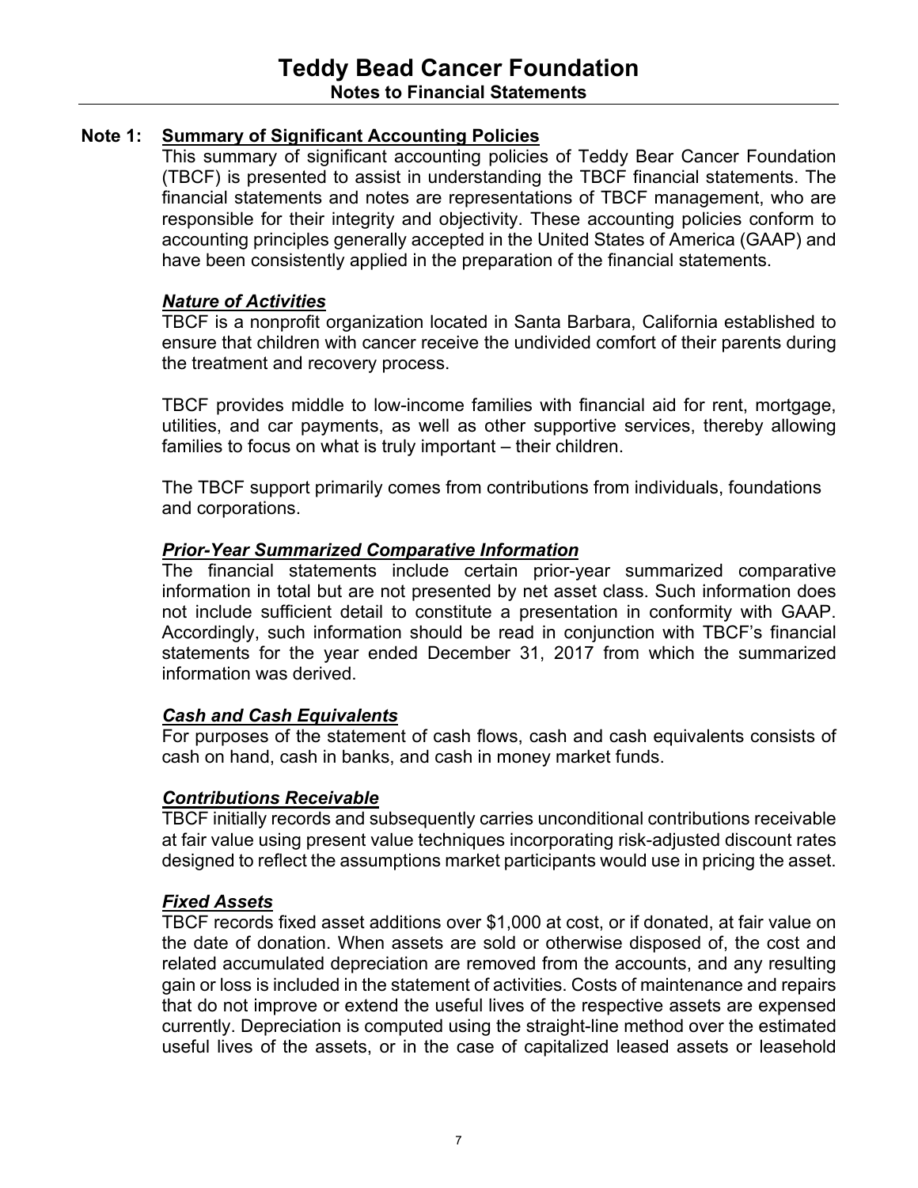# Teddy Bead Cancer Foundation
## Notes to Financial Statements

### Note 1: Summary of Significant Accounting Policies

This summary of significant accounting policies of Teddy Bear Cancer Foundation (TBCF) is presented to assist in understanding the TBCF financial statements. The financial statements and notes are representations of TBCF management, who are responsible for their integrity and objectivity. These accounting policies conform to accounting principles generally accepted in the United States of America (GAAP) and have been consistently applied in the preparation of the financial statements.

***Nature of Activities***

TBCF is a nonprofit organization located in Santa Barbara, California established to ensure that children with cancer receive the undivided comfort of their parents during the treatment and recovery process.

TBCF provides middle to low-income families with financial aid for rent, mortgage, utilities, and car payments, as well as other supportive services, thereby allowing families to focus on what is truly important – their children.

The TBCF support primarily comes from contributions from individuals, foundations and corporations.

***Prior-Year Summarized Comparative Information***

The financial statements include certain prior-year summarized comparative information in total but are not presented by net asset class. Such information does not include sufficient detail to constitute a presentation in conformity with GAAP. Accordingly, such information should be read in conjunction with TBCF's financial statements for the year ended December 31, 2017 from which the summarized information was derived.

***Cash and Cash Equivalents***

For purposes of the statement of cash flows, cash and cash equivalents consists of cash on hand, cash in banks, and cash in money market funds.

***Contributions Receivable***

TBCF initially records and subsequently carries unconditional contributions receivable at fair value using present value techniques incorporating risk-adjusted discount rates designed to reflect the assumptions market participants would use in pricing the asset.

***Fixed Assets***

TBCF records fixed asset additions over $1,000 at cost, or if donated, at fair value on the date of donation. When assets are sold or otherwise disposed of, the cost and related accumulated depreciation are removed from the accounts, and any resulting gain or loss is included in the statement of activities. Costs of maintenance and repairs that do not improve or extend the useful lives of the respective assets are expensed currently. Depreciation is computed using the straight-line method over the estimated useful lives of the assets, or in the case of capitalized leased assets or leasehold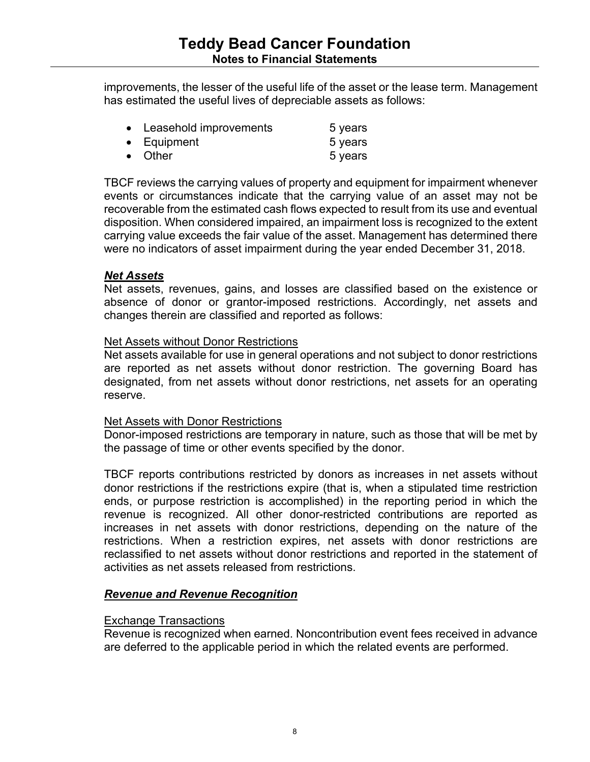improvements, the lesser of the useful life of the asset or the lease term. Management has estimated the useful lives of depreciable assets as follows:

- Leasehold improvements 5 years
- Equipment 5 years
- Other 5 years

TBCF reviews the carrying values of property and equipment for impairment whenever events or circumstances indicate that the carrying value of an asset may not be recoverable from the estimated cash flows expected to result from its use and eventual disposition. When considered impaired, an impairment loss is recognized to the extent carrying value exceeds the fair value of the asset. Management has determined there were no indicators of asset impairment during the year ended December 31, 2018.

***Net Assets***

Net assets, revenues, gains, and losses are classified based on the existence or absence of donor or grantor-imposed restrictions. Accordingly, net assets and changes therein are classified and reported as follows:

Net Assets without Donor Restrictions

Net assets available for use in general operations and not subject to donor restrictions are reported as net assets without donor restriction. The governing Board has designated, from net assets without donor restrictions, net assets for an operating reserve.

Net Assets with Donor Restrictions

Donor-imposed restrictions are temporary in nature, such as those that will be met by the passage of time or other events specified by the donor.

TBCF reports contributions restricted by donors as increases in net assets without donor restrictions if the restrictions expire (that is, when a stipulated time restriction ends, or purpose restriction is accomplished) in the reporting period in which the revenue is recognized. All other donor-restricted contributions are reported as increases in net assets with donor restrictions, depending on the nature of the restrictions. When a restriction expires, net assets with donor restrictions are reclassified to net assets without donor restrictions and reported in the statement of activities as net assets released from restrictions.

***Revenue and Revenue Recognition***

Exchange Transactions

Revenue is recognized when earned. Noncontribution event fees received in advance are deferred to the applicable period in which the related events are performed.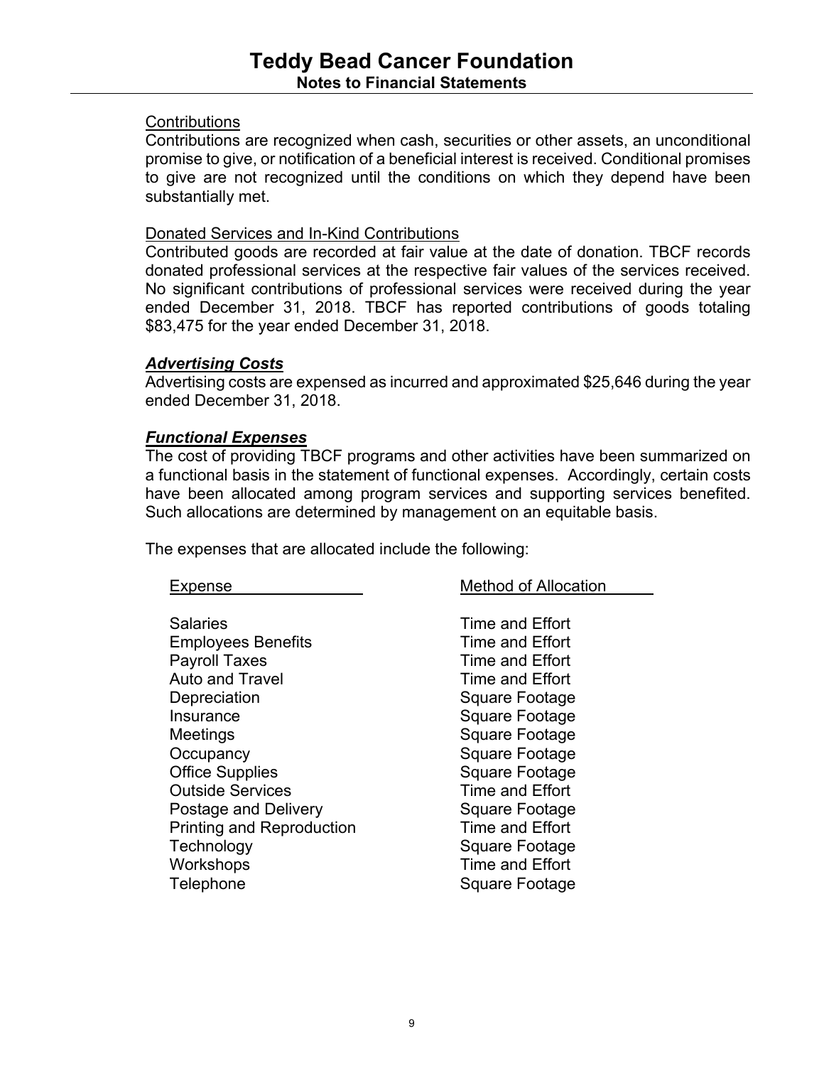Contributions

Contributions are recognized when cash, securities or other assets, an unconditional promise to give, or notification of a beneficial interest is received. Conditional promises to give are not recognized until the conditions on which they depend have been substantially met.

Donated Services and In-Kind Contributions

Contributed goods are recorded at fair value at the date of donation. TBCF records donated professional services at the respective fair values of the services received. No significant contributions of professional services were received during the year ended December 31, 2018. TBCF has reported contributions of goods totaling $83,475 for the year ended December 31, 2018.

***Advertising Costs***

Advertising costs are expensed as incurred and approximated $25,646 during the year ended December 31, 2018.

***Functional Expenses***

The cost of providing TBCF programs and other activities have been summarized on a functional basis in the statement of functional expenses. Accordingly, certain costs have been allocated among program services and supporting services benefited. Such allocations are determined by management on an equitable basis.

The expenses that are allocated include the following:

| Expense | Method of Allocation |
|---|---|
| Salaries | Time and Effort |
| Employees Benefits | Time and Effort |
| Payroll Taxes | Time and Effort |
| Auto and Travel | Time and Effort |
| Depreciation | Square Footage |
| Insurance | Square Footage |
| Meetings | Square Footage |
| Occupancy | Square Footage |
| Office Supplies | Square Footage |
| Outside Services | Time and Effort |
| Postage and Delivery | Square Footage |
| Printing and Reproduction | Time and Effort |
| Technology | Square Footage |
| Workshops | Time and Effort |
| Telephone | Square Footage |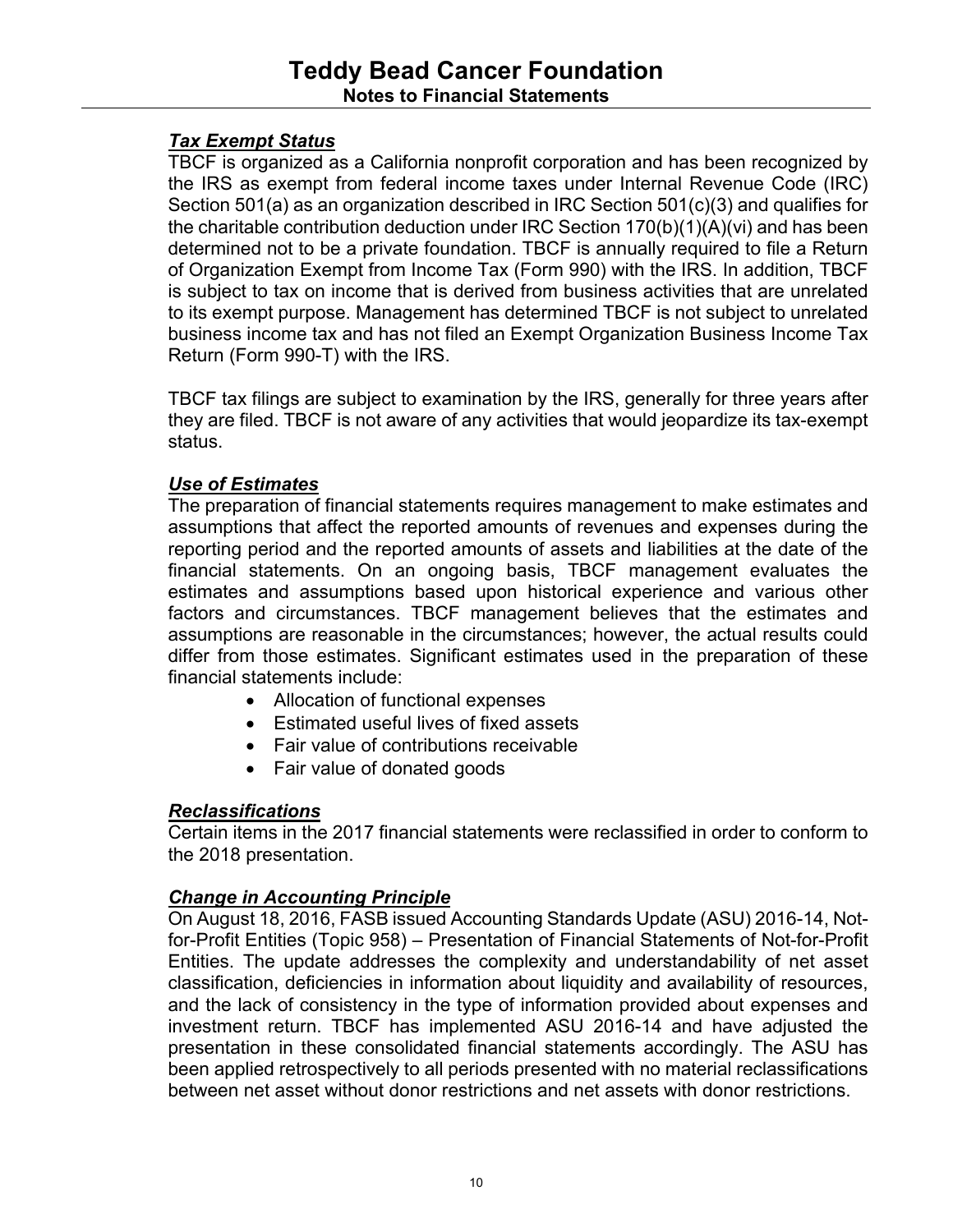# Teddy Bead Cancer Foundation

## Notes to Financial Statements

### ***Tax Exempt Status***

TBCF is organized as a California nonprofit corporation and has been recognized by the IRS as exempt from federal income taxes under Internal Revenue Code (IRC) Section 501(a) as an organization described in IRC Section 501(c)(3) and qualifies for the charitable contribution deduction under IRC Section 170(b)(1)(A)(vi) and has been determined not to be a private foundation. TBCF is annually required to file a Return of Organization Exempt from Income Tax (Form 990) with the IRS. In addition, TBCF is subject to tax on income that is derived from business activities that are unrelated to its exempt purpose. Management has determined TBCF is not subject to unrelated business income tax and has not filed an Exempt Organization Business Income Tax Return (Form 990-T) with the IRS.

TBCF tax filings are subject to examination by the IRS, generally for three years after they are filed. TBCF is not aware of any activities that would jeopardize its tax-exempt status.

### ***Use of Estimates***

The preparation of financial statements requires management to make estimates and assumptions that affect the reported amounts of revenues and expenses during the reporting period and the reported amounts of assets and liabilities at the date of the financial statements. On an ongoing basis, TBCF management evaluates the estimates and assumptions based upon historical experience and various other factors and circumstances. TBCF management believes that the estimates and assumptions are reasonable in the circumstances; however, the actual results could differ from those estimates. Significant estimates used in the preparation of these financial statements include:

- Allocation of functional expenses
- Estimated useful lives of fixed assets
- Fair value of contributions receivable
- Fair value of donated goods

### ***Reclassifications***

Certain items in the 2017 financial statements were reclassified in order to conform to the 2018 presentation.

### ***Change in Accounting Principle***

On August 18, 2016, FASB issued Accounting Standards Update (ASU) 2016-14, Not-for-Profit Entities (Topic 958) – Presentation of Financial Statements of Not-for-Profit Entities. The update addresses the complexity and understandability of net asset classification, deficiencies in information about liquidity and availability of resources, and the lack of consistency in the type of information provided about expenses and investment return. TBCF has implemented ASU 2016-14 and have adjusted the presentation in these consolidated financial statements accordingly. The ASU has been applied retrospectively to all periods presented with no material reclassifications between net asset without donor restrictions and net assets with donor restrictions.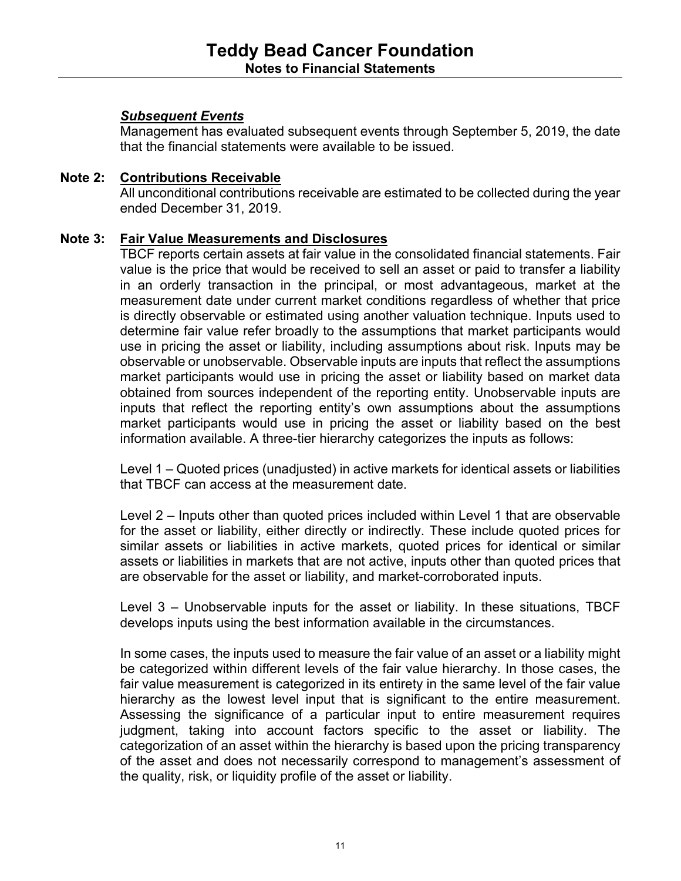***Subsequent Events***

Management has evaluated subsequent events through September 5, 2019, the date that the financial statements were available to be issued.

## Note 2: Contributions Receivable

All unconditional contributions receivable are estimated to be collected during the year ended December 31, 2019.

## Note 3: Fair Value Measurements and Disclosures

TBCF reports certain assets at fair value in the consolidated financial statements. Fair value is the price that would be received to sell an asset or paid to transfer a liability in an orderly transaction in the principal, or most advantageous, market at the measurement date under current market conditions regardless of whether that price is directly observable or estimated using another valuation technique. Inputs used to determine fair value refer broadly to the assumptions that market participants would use in pricing the asset or liability, including assumptions about risk. Inputs may be observable or unobservable. Observable inputs are inputs that reflect the assumptions market participants would use in pricing the asset or liability based on market data obtained from sources independent of the reporting entity. Unobservable inputs are inputs that reflect the reporting entity's own assumptions about the assumptions market participants would use in pricing the asset or liability based on the best information available. A three-tier hierarchy categorizes the inputs as follows:

Level 1 – Quoted prices (unadjusted) in active markets for identical assets or liabilities that TBCF can access at the measurement date.

Level 2 – Inputs other than quoted prices included within Level 1 that are observable for the asset or liability, either directly or indirectly. These include quoted prices for similar assets or liabilities in active markets, quoted prices for identical or similar assets or liabilities in markets that are not active, inputs other than quoted prices that are observable for the asset or liability, and market-corroborated inputs.

Level 3 – Unobservable inputs for the asset or liability. In these situations, TBCF develops inputs using the best information available in the circumstances.

In some cases, the inputs used to measure the fair value of an asset or a liability might be categorized within different levels of the fair value hierarchy. In those cases, the fair value measurement is categorized in its entirety in the same level of the fair value hierarchy as the lowest level input that is significant to the entire measurement. Assessing the significance of a particular input to entire measurement requires judgment, taking into account factors specific to the asset or liability. The categorization of an asset within the hierarchy is based upon the pricing transparency of the asset and does not necessarily correspond to management's assessment of the quality, risk, or liquidity profile of the asset or liability.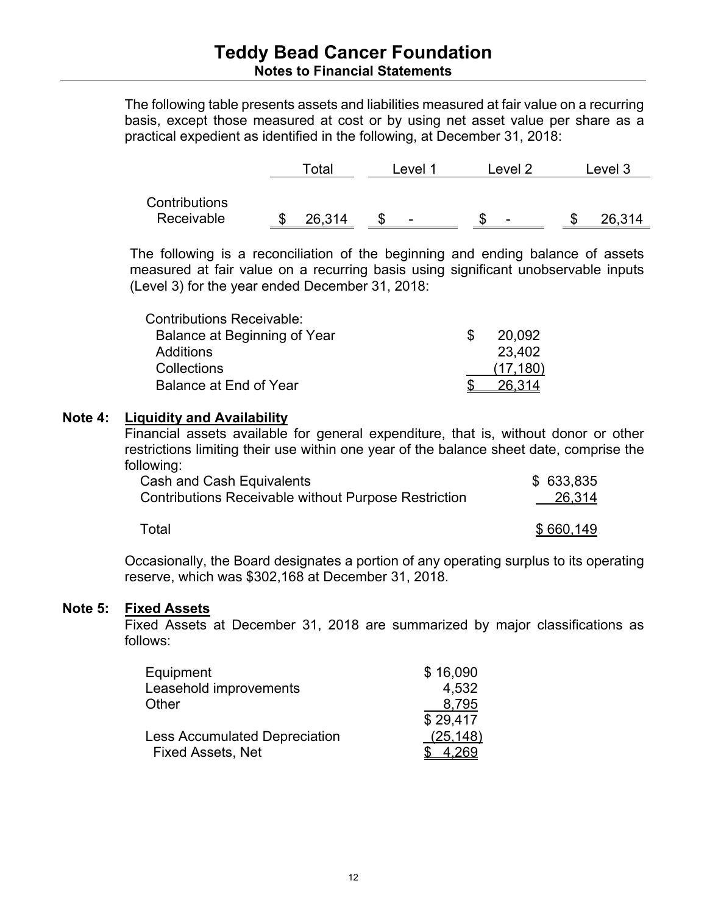The following table presents assets and liabilities measured at fair value on a recurring basis, except those measured at cost or by using net asset value per share as a practical expedient as identified in the following, at December 31, 2018:

| | Total | Level 1 | Level 2 | Level 3 |
|---|---|---|---|---|
| Contributions Receivable | $ 26,314 | $ - | $ - | $ 26,314 |

The following is a reconciliation of the beginning and ending balance of assets measured at fair value on a recurring basis using significant unobservable inputs (Level 3) for the year ended December 31, 2018:

| Contributions Receivable: | |
|---|---|
| Balance at Beginning of Year | $ 20,092 |
| Additions | 23,402 |
| Collections | (17,180) |
| Balance at End of Year | $ 26,314 |

## Note 4: Liquidity and Availability

Financial assets available for general expenditure, that is, without donor or other restrictions limiting their use within one year of the balance sheet date, comprise the following:

| | |
|---|---|
| Cash and Cash Equivalents | $ 633,835 |
| Contributions Receivable without Purpose Restriction | 26,314 |
| Total | $ 660,149 |

Occasionally, the Board designates a portion of any operating surplus to its operating reserve, which was $302,168 at December 31, 2018.

## Note 5: Fixed Assets

Fixed Assets at December 31, 2018 are summarized by major classifications as follows:

| | |
|---|---|
| Equipment | $ 16,090 |
| Leasehold improvements | 4,532 |
| Other | 8,795 |
| | $ 29,417 |
| Less Accumulated Depreciation | (25,148) |
| Fixed Assets, Net | $ 4,269 |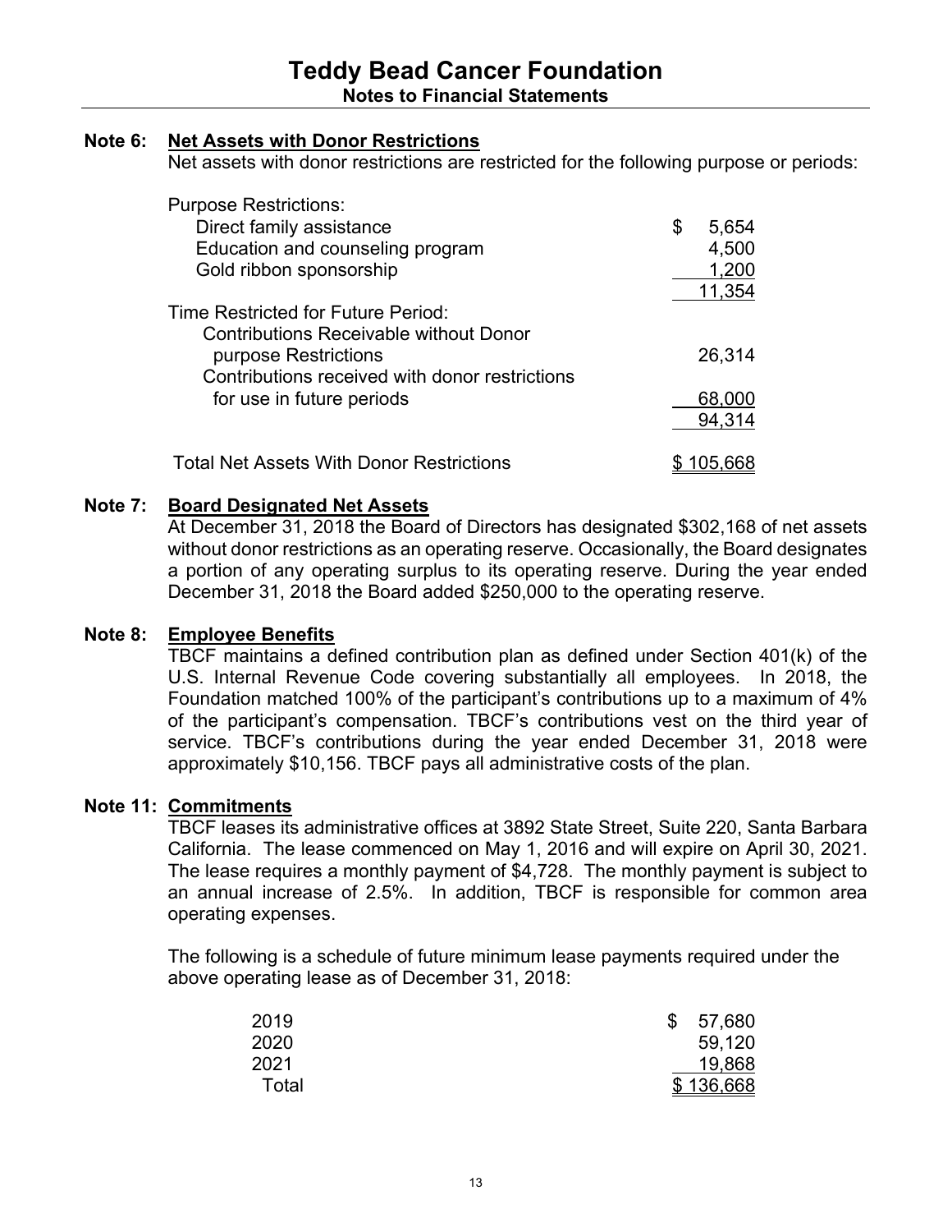# Teddy Bead Cancer Foundation

## Notes to Financial Statements

### Note 6: Net Assets with Donor Restrictions

Net assets with donor restrictions are restricted for the following purpose or periods:

| | |
|---|---|
| Purpose Restrictions: | |
| Direct family assistance | $ 5,654 |
| Education and counseling program | 4,500 |
| Gold ribbon sponsorship | 1,200 |
| | 11,354 |
| Time Restricted for Future Period: | |
| Contributions Receivable without Donor purpose Restrictions | 26,314 |
| Contributions received with donor restrictions for use in future periods | 68,000 |
| | 94,314 |
| Total Net Assets With Donor Restrictions | $ 105,668 |

### Note 7: Board Designated Net Assets

At December 31, 2018 the Board of Directors has designated $302,168 of net assets without donor restrictions as an operating reserve. Occasionally, the Board designates a portion of any operating surplus to its operating reserve. During the year ended December 31, 2018 the Board added $250,000 to the operating reserve.

### Note 8: Employee Benefits

TBCF maintains a defined contribution plan as defined under Section 401(k) of the U.S. Internal Revenue Code covering substantially all employees. In 2018, the Foundation matched 100% of the participant's contributions up to a maximum of 4% of the participant's compensation. TBCF's contributions vest on the third year of service. TBCF's contributions during the year ended December 31, 2018 were approximately $10,156. TBCF pays all administrative costs of the plan.

### Note 11: Commitments

TBCF leases its administrative offices at 3892 State Street, Suite 220, Santa Barbara California. The lease commenced on May 1, 2016 and will expire on April 30, 2021. The lease requires a monthly payment of $4,728. The monthly payment is subject to an annual increase of 2.5%. In addition, TBCF is responsible for common area operating expenses.

The following is a schedule of future minimum lease payments required under the above operating lease as of December 31, 2018:

| | |
|---|---|
| 2019 | $ 57,680 |
| 2020 | 59,120 |
| 2021 | 19,868 |
| Total | $ 136,668 |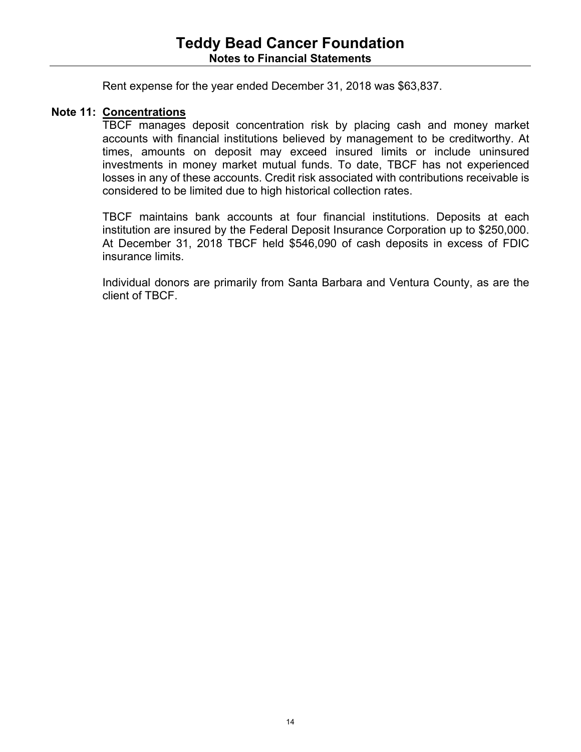Rent expense for the year ended December 31, 2018 was $63,837.

## Note 11: Concentrations

TBCF manages deposit concentration risk by placing cash and money market accounts with financial institutions believed by management to be creditworthy. At times, amounts on deposit may exceed insured limits or include uninsured investments in money market mutual funds. To date, TBCF has not experienced losses in any of these accounts. Credit risk associated with contributions receivable is considered to be limited due to high historical collection rates.

TBCF maintains bank accounts at four financial institutions. Deposits at each institution are insured by the Federal Deposit Insurance Corporation up to $250,000. At December 31, 2018 TBCF held $546,090 of cash deposits in excess of FDIC insurance limits.

Individual donors are primarily from Santa Barbara and Ventura County, as are the client of TBCF.